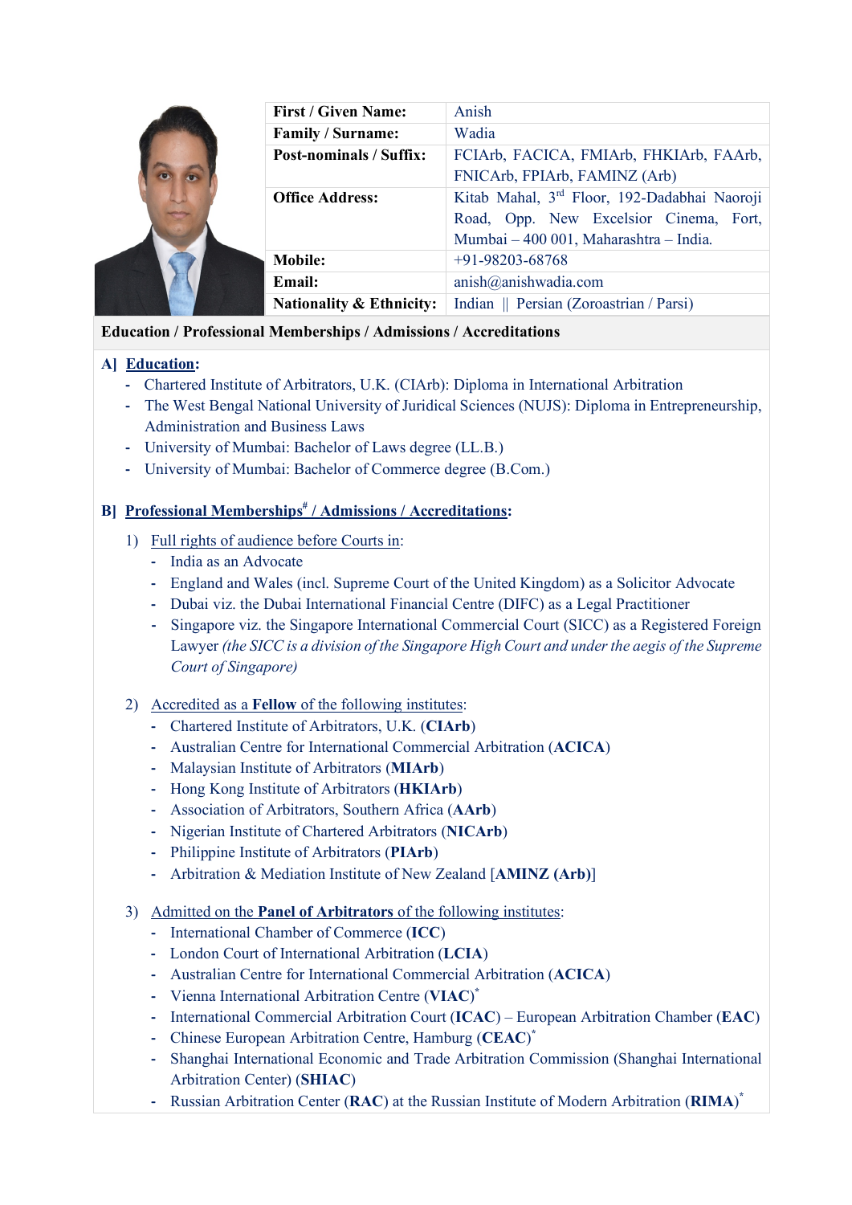| First / Given Name: | Anish |
|---|---|
| Family / Surname: | Wadia |
| Post-nominals / Suffix: | FCIArb, FACICA, FMIArb, FHKIArb, FAArb, FNICArb, FPIArb, FAMINZ (Arb) |
| Office Address: | Kitab Mahal, 3rd Floor, 192-Dadabhai Naoroji Road, Opp. New Excelsior Cinema, Fort, Mumbai – 400 001, Maharashtra – India. |
| Mobile: | +91-98203-68768 |
| Email: | anish@anishwadia.com |
| Nationality & Ethnicity: | Indian ‖ Persian (Zoroastrian / Parsi) |

## Education / Professional Memberships / Admissions / Accreditations

### A] Education:

- Chartered Institute of Arbitrators, U.K. (CIArb): Diploma in International Arbitration
- The West Bengal National University of Juridical Sciences (NUJS): Diploma in Entrepreneurship, Administration and Business Laws
- University of Mumbai: Bachelor of Laws degree (LL.B.)
- University of Mumbai: Bachelor of Commerce degree (B.Com.)

### B] Professional Memberships# / Admissions / Accreditations:

1) Full rights of audience before Courts in:
   - India as an Advocate
   - England and Wales (incl. Supreme Court of the United Kingdom) as a Solicitor Advocate
   - Dubai viz. the Dubai International Financial Centre (DIFC) as a Legal Practitioner
   - Singapore viz. the Singapore International Commercial Court (SICC) as a Registered Foreign Lawyer *(the SICC is a division of the Singapore High Court and under the aegis of the Supreme Court of Singapore)*

2) Accredited as a **Fellow** of the following institutes:
   - Chartered Institute of Arbitrators, U.K. (**CIArb**)
   - Australian Centre for International Commercial Arbitration (**ACICA**)
   - Malaysian Institute of Arbitrators (**MIArb**)
   - Hong Kong Institute of Arbitrators (**HKIArb**)
   - Association of Arbitrators, Southern Africa (**AArb**)
   - Nigerian Institute of Chartered Arbitrators (**NICArb**)
   - Philippine Institute of Arbitrators (**PIArb**)
   - Arbitration & Mediation Institute of New Zealand [**AMINZ (Arb)**]

3) Admitted on the **Panel of Arbitrators** of the following institutes:
   - International Chamber of Commerce (**ICC**)
   - London Court of International Arbitration (**LCIA**)
   - Australian Centre for International Commercial Arbitration (**ACICA**)
   - Vienna International Arbitration Centre (**VIAC**)*
   - International Commercial Arbitration Court (**ICAC**) – European Arbitration Chamber (**EAC**)
   - Chinese European Arbitration Centre, Hamburg (**CEAC**)*
   - Shanghai International Economic and Trade Arbitration Commission (Shanghai International Arbitration Center) (**SHIAC**)
   - Russian Arbitration Center (**RAC**) at the Russian Institute of Modern Arbitration (**RIMA**)*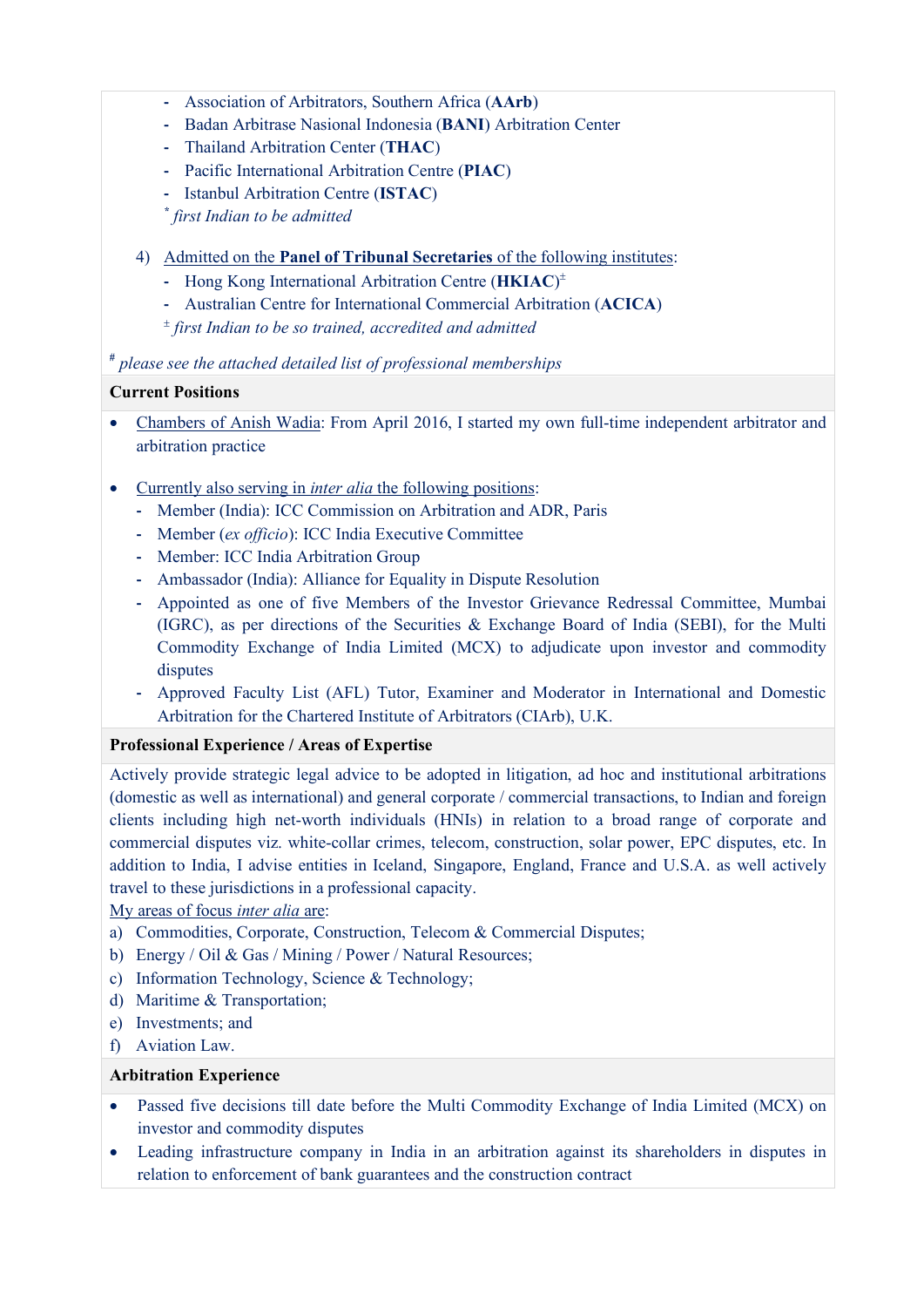- Association of Arbitrators, Southern Africa (**AArb**)
- Badan Arbitrase Nasional Indonesia (**BANI**) Arbitration Center
- Thailand Arbitration Center (**THAC**)
- Pacific International Arbitration Centre (**PIAC**)
- Istanbul Arbitration Centre (**ISTAC**)

\* *first Indian to be admitted*

4) Admitted on the **Panel of Tribunal Secretaries** of the following institutes:
   - Hong Kong International Arbitration Centre (**HKIAC**)±
   - Australian Centre for International Commercial Arbitration (**ACICA**)

   ± *first Indian to be so trained, accredited and admitted*

\# *please see the attached detailed list of professional memberships*

**Current Positions**

- Chambers of Anish Wadia: From April 2016, I started my own full-time independent arbitrator and arbitration practice

- Currently also serving in *inter alia* the following positions:
  - Member (India): ICC Commission on Arbitration and ADR, Paris
  - Member (*ex officio*): ICC India Executive Committee
  - Member: ICC India Arbitration Group
  - Ambassador (India): Alliance for Equality in Dispute Resolution
  - Appointed as one of five Members of the Investor Grievance Redressal Committee, Mumbai (IGRC), as per directions of the Securities & Exchange Board of India (SEBI), for the Multi Commodity Exchange of India Limited (MCX) to adjudicate upon investor and commodity disputes
  - Approved Faculty List (AFL) Tutor, Examiner and Moderator in International and Domestic Arbitration for the Chartered Institute of Arbitrators (CIArb), U.K.

**Professional Experience / Areas of Expertise**

Actively provide strategic legal advice to be adopted in litigation, ad hoc and institutional arbitrations (domestic as well as international) and general corporate / commercial transactions, to Indian and foreign clients including high net-worth individuals (HNIs) in relation to a broad range of corporate and commercial disputes viz. white-collar crimes, telecom, construction, solar power, EPC disputes, etc. In addition to India, I advise entities in Iceland, Singapore, England, France and U.S.A. as well actively travel to these jurisdictions in a professional capacity.

My areas of focus *inter alia* are:

a) Commodities, Corporate, Construction, Telecom & Commercial Disputes;
b) Energy / Oil & Gas / Mining / Power / Natural Resources;
c) Information Technology, Science & Technology;
d) Maritime & Transportation;
e) Investments; and
f) Aviation Law.

**Arbitration Experience**

- Passed five decisions till date before the Multi Commodity Exchange of India Limited (MCX) on investor and commodity disputes
- Leading infrastructure company in India in an arbitration against its shareholders in disputes in relation to enforcement of bank guarantees and the construction contract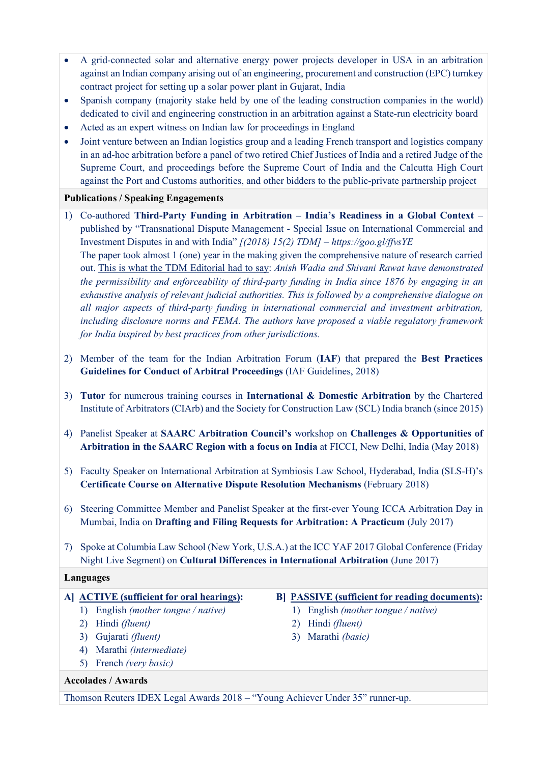- A grid-connected solar and alternative energy power projects developer in USA in an arbitration against an Indian company arising out of an engineering, procurement and construction (EPC) turnkey contract project for setting up a solar power plant in Gujarat, India
- Spanish company (majority stake held by one of the leading construction companies in the world) dedicated to civil and engineering construction in an arbitration against a State-run electricity board
- Acted as an expert witness on Indian law for proceedings in England
- Joint venture between an Indian logistics group and a leading French transport and logistics company in an ad-hoc arbitration before a panel of two retired Chief Justices of India and a retired Judge of the Supreme Court, and proceedings before the Supreme Court of India and the Calcutta High Court against the Port and Customs authorities, and other bidders to the public-private partnership project

**Publications / Speaking Engagements**

1) Co-authored **Third-Party Funding in Arbitration – India's Readiness in a Global Context** – published by "Transnational Dispute Management - Special Issue on International Commercial and Investment Disputes in and with India" *[(2018) 15(2) TDM] – https://goo.gl/ffvsYE*
   The paper took almost 1 (one) year in the making given the comprehensive nature of research carried out. This is what the TDM Editorial had to say: *Anish Wadia and Shivani Rawat have demonstrated the permissibility and enforceability of third-party funding in India since 1876 by engaging in an exhaustive analysis of relevant judicial authorities. This is followed by a comprehensive dialogue on all major aspects of third-party funding in international commercial and investment arbitration, including disclosure norms and FEMA. The authors have proposed a viable regulatory framework for India inspired by best practices from other jurisdictions.*

2) Member of the team for the Indian Arbitration Forum (**IAF**) that prepared the **Best Practices Guidelines for Conduct of Arbitral Proceedings** (IAF Guidelines, 2018)

3) **Tutor** for numerous training courses in **International & Domestic Arbitration** by the Chartered Institute of Arbitrators (CIArb) and the Society for Construction Law (SCL) India branch (since 2015)

4) Panelist Speaker at **SAARC Arbitration Council's** workshop on **Challenges & Opportunities of Arbitration in the SAARC Region with a focus on India** at FICCI, New Delhi, India (May 2018)

5) Faculty Speaker on International Arbitration at Symbiosis Law School, Hyderabad, India (SLS-H)'s **Certificate Course on Alternative Dispute Resolution Mechanisms** (February 2018)

6) Steering Committee Member and Panelist Speaker at the first-ever Young ICCA Arbitration Day in Mumbai, India on **Drafting and Filing Requests for Arbitration: A Practicum** (July 2017)

7) Spoke at Columbia Law School (New York, U.S.A.) at the ICC YAF 2017 Global Conference (Friday Night Live Segment) on **Cultural Differences in International Arbitration** (June 2017)

**Languages**

**A] ACTIVE (sufficient for oral hearings):**

1) English *(mother tongue / native)*
2) Hindi *(fluent)*
3) Gujarati *(fluent)*
4) Marathi *(intermediate)*
5) French *(very basic)*

**B] PASSIVE (sufficient for reading documents):**

1) English *(mother tongue / native)*
2) Hindi *(fluent)*
3) Marathi *(basic)*

**Accolades / Awards**

Thomson Reuters IDEX Legal Awards 2018 – "Young Achiever Under 35" runner-up.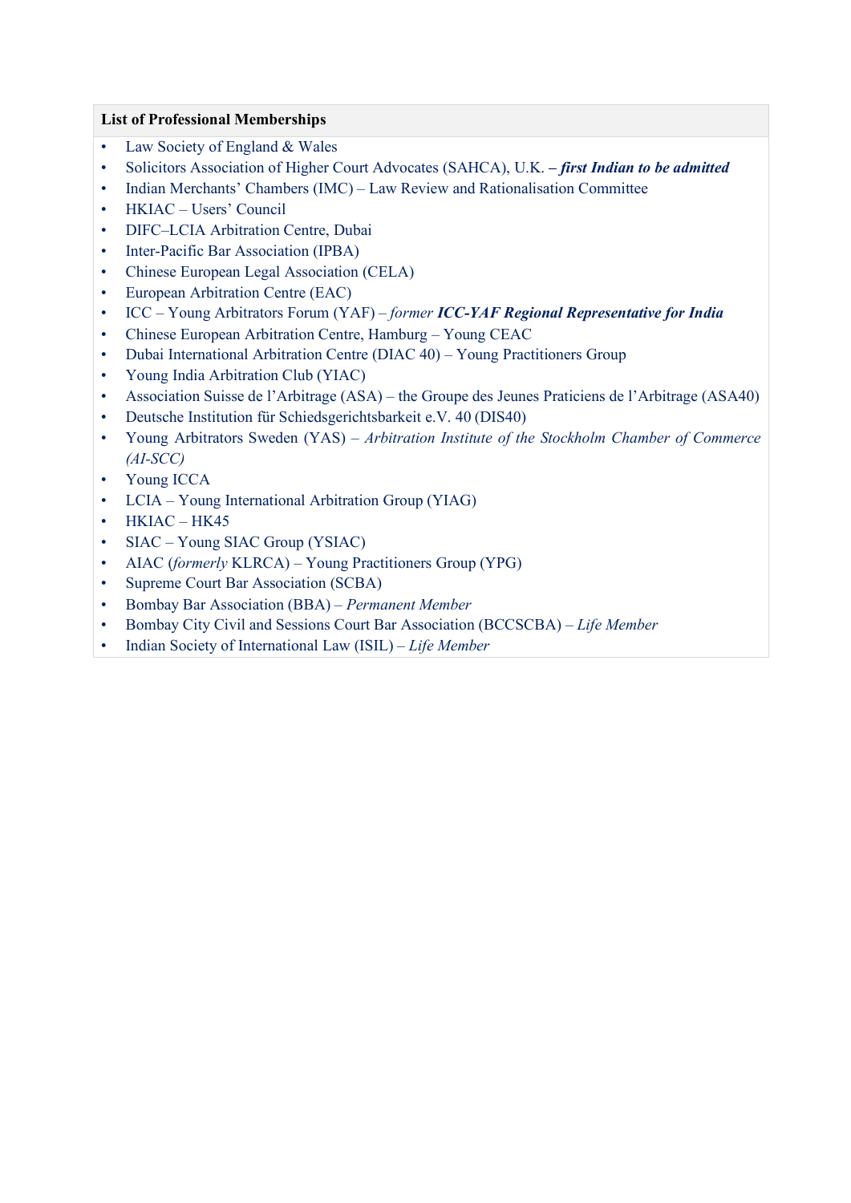**List of Professional Memberships**

- Law Society of England & Wales
- Solicitors Association of Higher Court Advocates (SAHCA), U.K. – ***first Indian to be admitted***
- Indian Merchants' Chambers (IMC) – Law Review and Rationalisation Committee
- HKIAC – Users' Council
- DIFC–LCIA Arbitration Centre, Dubai
- Inter-Pacific Bar Association (IPBA)
- Chinese European Legal Association (CELA)
- European Arbitration Centre (EAC)
- ICC – Young Arbitrators Forum (YAF) – *former* ***ICC-YAF Regional Representative for India***
- Chinese European Arbitration Centre, Hamburg – Young CEAC
- Dubai International Arbitration Centre (DIAC 40) – Young Practitioners Group
- Young India Arbitration Club (YIAC)
- Association Suisse de l'Arbitrage (ASA) – the Groupe des Jeunes Praticiens de l'Arbitrage (ASA40)
- Deutsche Institution für Schiedsgerichtsbarkeit e.V. 40 (DIS40)
- Young Arbitrators Sweden (YAS) – *Arbitration Institute of the Stockholm Chamber of Commerce (AI-SCC)*
- Young ICCA
- LCIA – Young International Arbitration Group (YIAG)
- HKIAC – HK45
- SIAC – Young SIAC Group (YSIAC)
- AIAC (*formerly* KLRCA) – Young Practitioners Group (YPG)
- Supreme Court Bar Association (SCBA)
- Bombay Bar Association (BBA) – *Permanent Member*
- Bombay City Civil and Sessions Court Bar Association (BCCSCBA) – *Life Member*
- Indian Society of International Law (ISIL) – *Life Member*